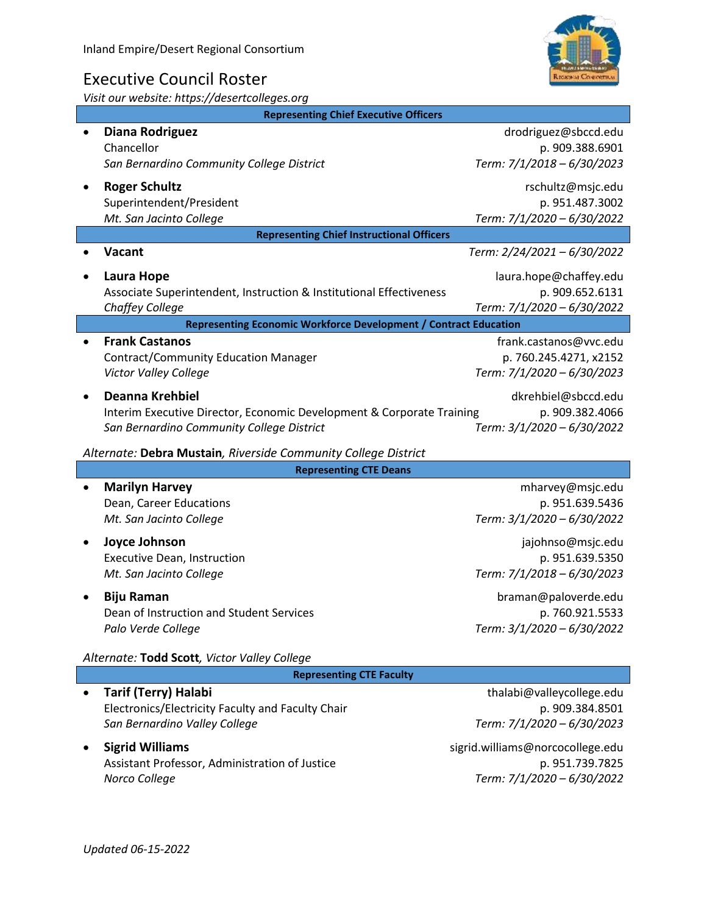Inland Empire/Desert Regional Consortium

# Executive Council Roster

*Visit our website: https://desertcolleges.org*

## Representing Chief Executive Officers

- **Diana Rodriguez**
  Chancellor
  *San Bernardino Community College District*
  drodriguez@sbccd.edu
  p. 909.388.6901
  *Term: 7/1/2018 – 6/30/2023*

- **Roger Schultz**
  Superintendent/President
  *Mt. San Jacinto College*
  rschultz@msjc.edu
  p. 951.487.3002
  *Term: 7/1/2020 – 6/30/2022*

## Representing Chief Instructional Officers

- **Vacant**
  *Term: 2/24/2021 – 6/30/2022*

- **Laura Hope**
  Associate Superintendent, Instruction & Institutional Effectiveness
  *Chaffey College*
  laura.hope@chaffey.edu
  p. 909.652.6131
  *Term: 7/1/2020 – 6/30/2022*

## Representing Economic Workforce Development / Contract Education

- **Frank Castanos**
  Contract/Community Education Manager
  *Victor Valley College*
  frank.castanos@vvc.edu
  p. 760.245.4271, x2152
  *Term: 7/1/2020 – 6/30/2023*

- **Deanna Krehbiel**
  Interim Executive Director, Economic Development & Corporate Training
  *San Bernardino Community College District*
  dkrehbiel@sbccd.edu
  p. 909.382.4066
  *Term: 3/1/2020 – 6/30/2022*

*Alternate:* **Debra Mustain***, Riverside Community College District*

## Representing CTE Deans

- **Marilyn Harvey**
  Dean, Career Educations
  *Mt. San Jacinto College*
  mharvey@msjc.edu
  p. 951.639.5436
  *Term: 3/1/2020 – 6/30/2022*

- **Joyce Johnson**
  Executive Dean, Instruction
  *Mt. San Jacinto College*
  jajohnso@msjc.edu
  p. 951.639.5350
  *Term: 7/1/2018 – 6/30/2023*

- **Biju Raman**
  Dean of Instruction and Student Services
  *Palo Verde College*
  braman@paloverde.edu
  p. 760.921.5533
  *Term: 3/1/2020 – 6/30/2022*

*Alternate:* **Todd Scott***, Victor Valley College*

## Representing CTE Faculty

- **Tarif (Terry) Halabi**
  Electronics/Electricity Faculty and Faculty Chair
  *San Bernardino Valley College*
  thalabi@valleycollege.edu
  p. 909.384.8501
  *Term: 7/1/2020 – 6/30/2023*

- **Sigrid Williams**
  Assistant Professor, Administration of Justice
  *Norco College*
  sigrid.williams@norcocollege.edu
  p. 951.739.7825
  *Term: 7/1/2020 – 6/30/2022*

*Updated 06-15-2022*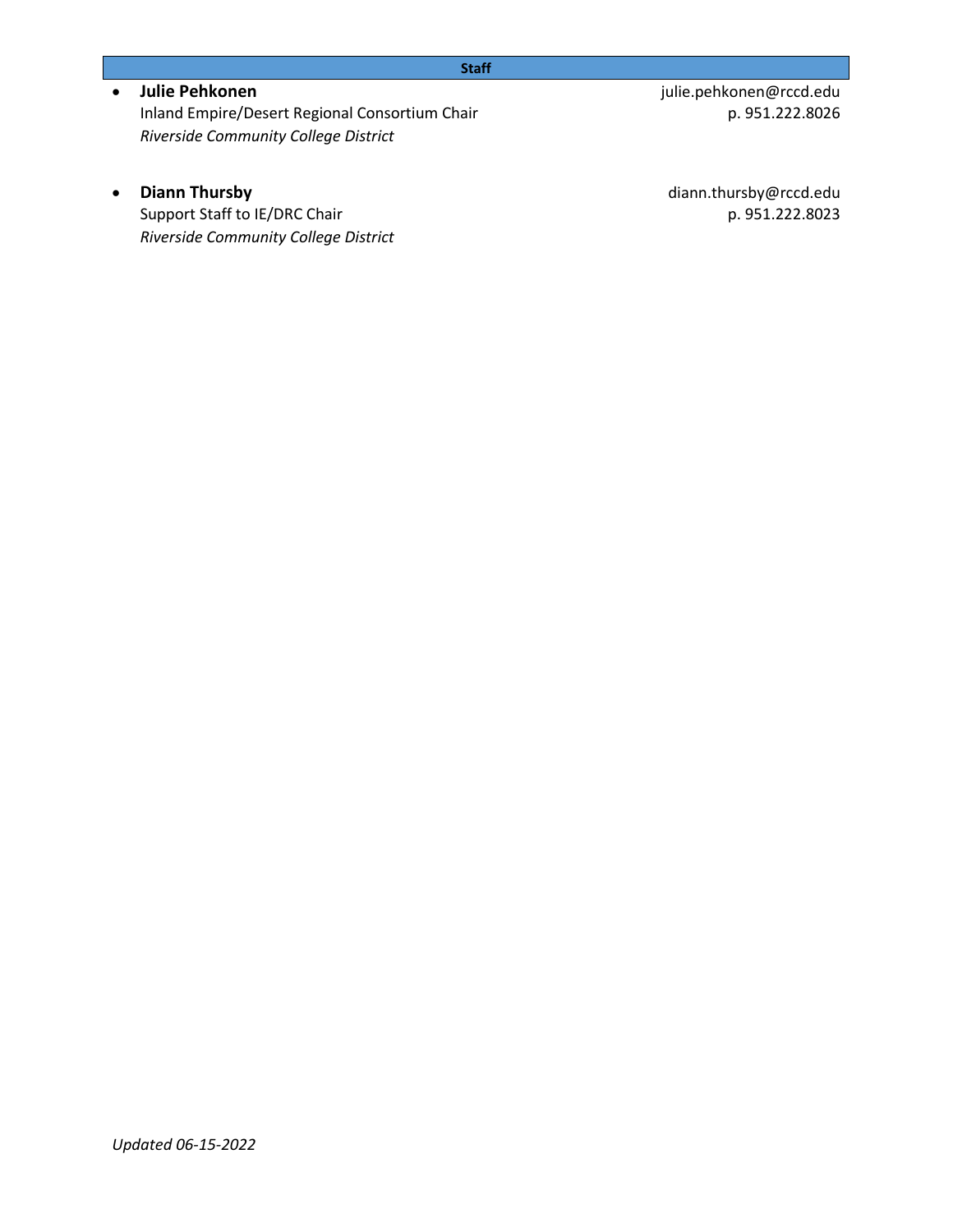## Staff

- **Julie Pehkonen**
  Inland Empire/Desert Regional Consortium Chair
  *Riverside Community College District*
  julie.pehkonen@rccd.edu
  p. 951.222.8026

- **Diann Thursby**
  Support Staff to IE/DRC Chair
  *Riverside Community College District*
  diann.thursby@rccd.edu
  p. 951.222.8023

*Updated 06-15-2022*